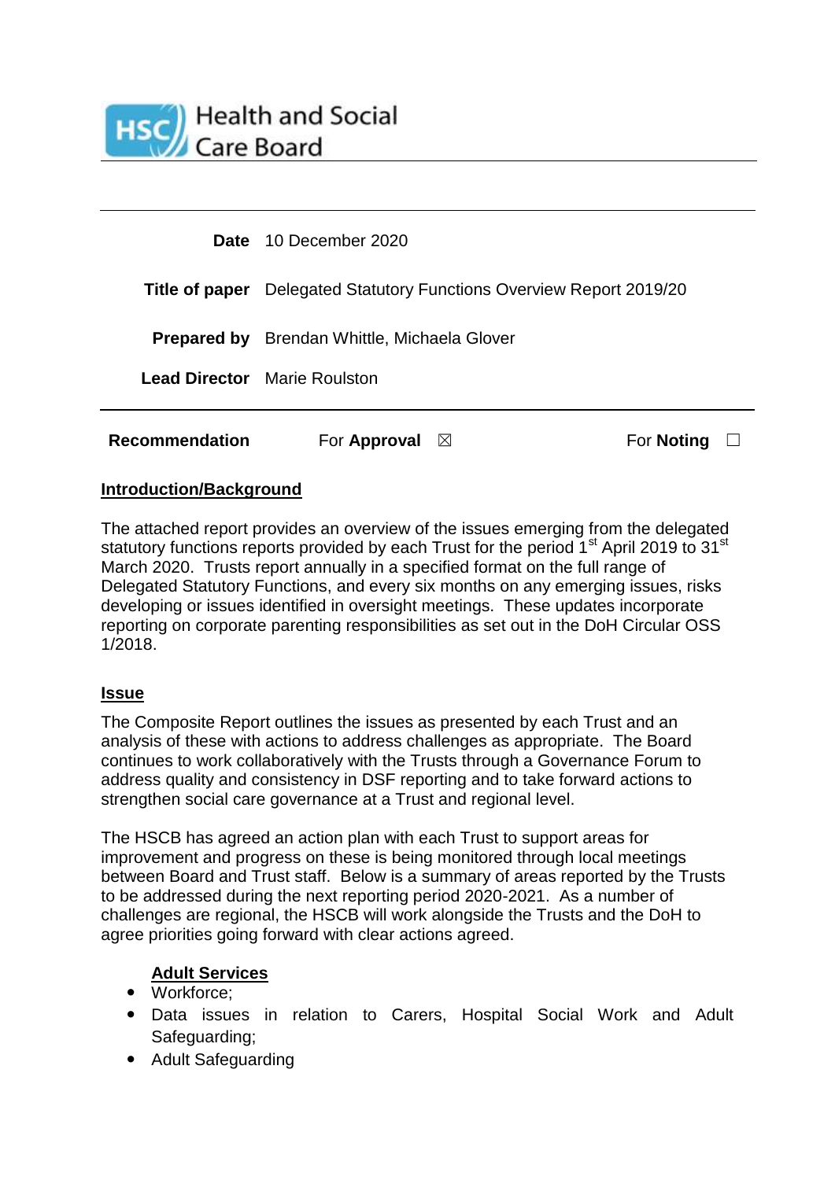Health and Social Care Board

| | |
|---|---|
| **Date** | 10 December 2020 |
| **Title of paper** | Delegated Statutory Functions Overview Report 2019/20 |
| **Prepared by** | Brendan Whittle, Michaela Glover |
| **Lead Director** | Marie Roulston |

**Recommendation** For **Approval** ☒ For **Noting** ☐

## Introduction/Background

The attached report provides an overview of the issues emerging from the delegated statutory functions reports provided by each Trust for the period 1st April 2019 to 31st March 2020. Trusts report annually in a specified format on the full range of Delegated Statutory Functions, and every six months on any emerging issues, risks developing or issues identified in oversight meetings. These updates incorporate reporting on corporate parenting responsibilities as set out in the DoH Circular OSS 1/2018.

## Issue

The Composite Report outlines the issues as presented by each Trust and an analysis of these with actions to address challenges as appropriate. The Board continues to work collaboratively with the Trusts through a Governance Forum to address quality and consistency in DSF reporting and to take forward actions to strengthen social care governance at a Trust and regional level.

The HSCB has agreed an action plan with each Trust to support areas for improvement and progress on these is being monitored through local meetings between Board and Trust staff. Below is a summary of areas reported by the Trusts to be addressed during the next reporting period 2020-2021. As a number of challenges are regional, the HSCB will work alongside the Trusts and the DoH to agree priorities going forward with clear actions agreed.

### Adult Services

- Workforce;
- Data issues in relation to Carers, Hospital Social Work and Adult Safeguarding;
- Adult Safeguarding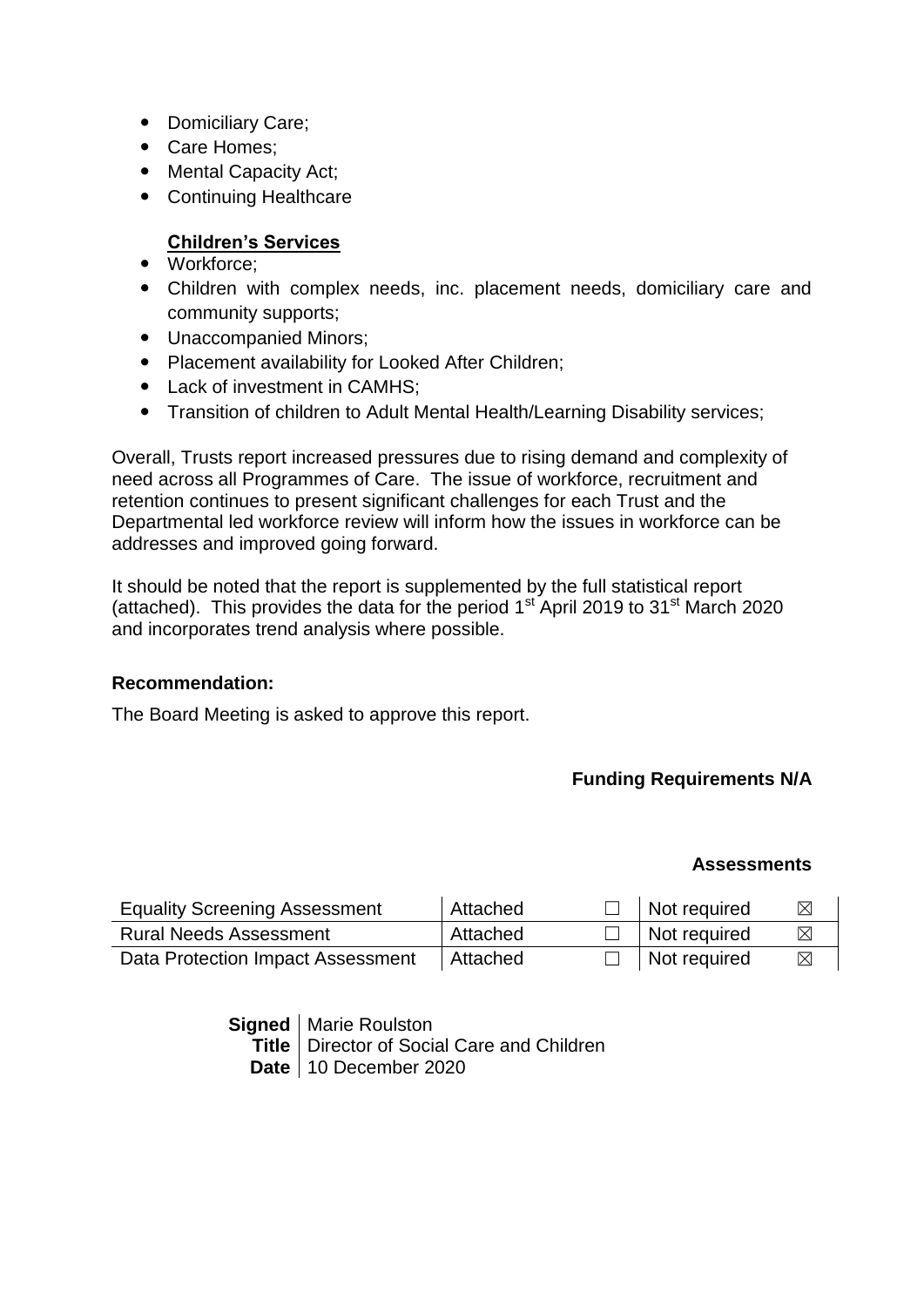- Domiciliary Care;
- Care Homes;
- Mental Capacity Act;
- Continuing Healthcare

**Children's Services**

- Workforce;
- Children with complex needs, inc. placement needs, domiciliary care and community supports;
- Unaccompanied Minors;
- Placement availability for Looked After Children;
- Lack of investment in CAMHS;
- Transition of children to Adult Mental Health/Learning Disability services;

Overall, Trusts report increased pressures due to rising demand and complexity of need across all Programmes of Care. The issue of workforce, recruitment and retention continues to present significant challenges for each Trust and the Departmental led workforce review will inform how the issues in workforce can be addresses and improved going forward.

It should be noted that the report is supplemented by the full statistical report (attached). This provides the data for the period 1st April 2019 to 31st March 2020 and incorporates trend analysis where possible.

**Recommendation:**

The Board Meeting is asked to approve this report.

**Funding Requirements N/A**

**Assessments**

| | | | | |
|---|---|---|---|---|
| Equality Screening Assessment | Attached | ☐ | Not required | ☒ |
| Rural Needs Assessment | Attached | ☐ | Not required | ☒ |
| Data Protection Impact Assessment | Attached | ☐ | Not required | ☒ |

| | |
|---|---|
| **Signed** | Marie Roulston |
| **Title** | Director of Social Care and Children |
| **Date** | 10 December 2020 |